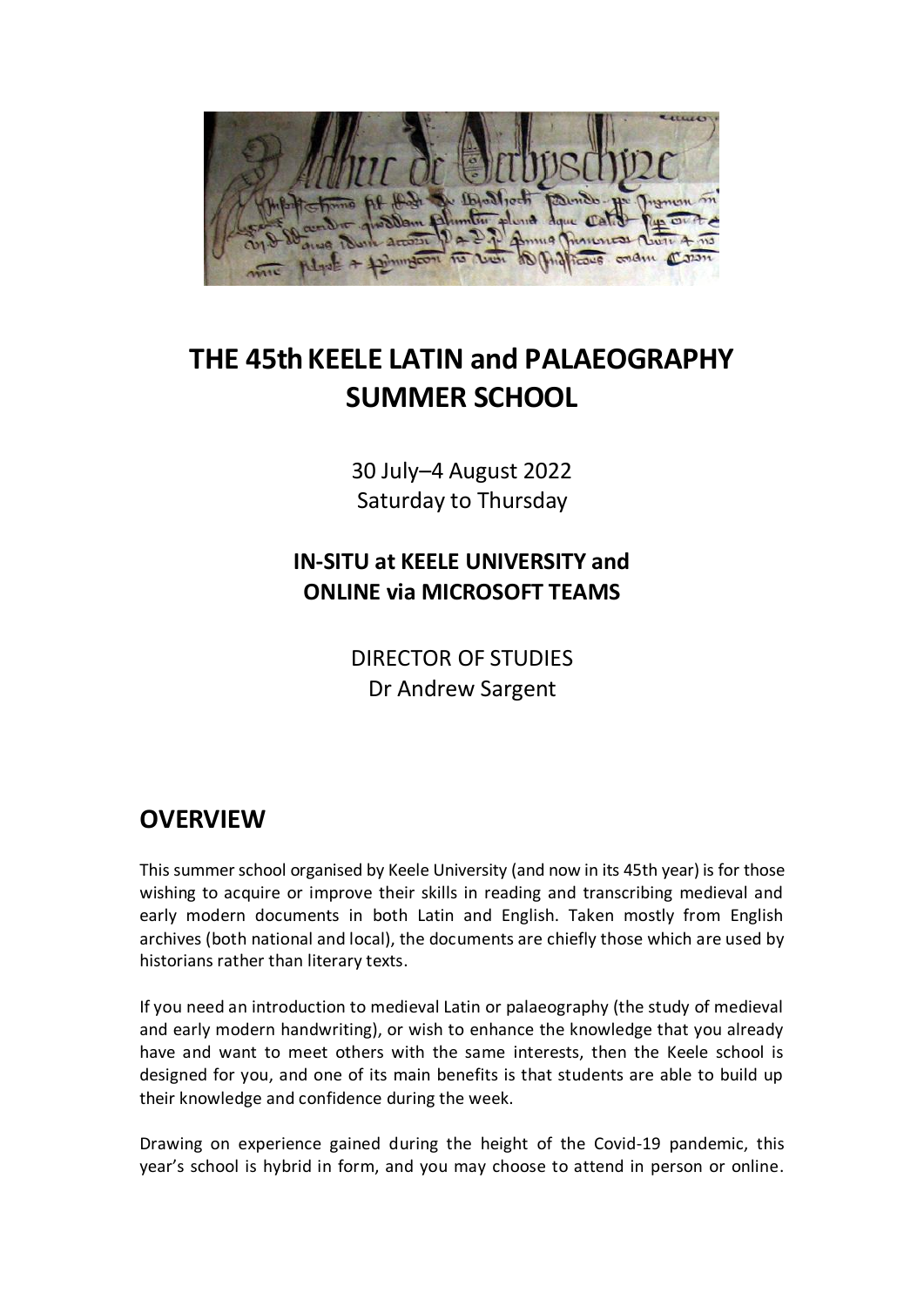# THE 45th KEELE LATIN and PALAEOGRAPHY SUMMER SCHOOL

30 July–4 August 2022
Saturday to Thursday

**IN-SITU at KEELE UNIVERSITY and ONLINE via MICROSOFT TEAMS**

DIRECTOR OF STUDIES
Dr Andrew Sargent

## OVERVIEW

This summer school organised by Keele University (and now in its 45th year) is for those wishing to acquire or improve their skills in reading and transcribing medieval and early modern documents in both Latin and English. Taken mostly from English archives (both national and local), the documents are chiefly those which are used by historians rather than literary texts.

If you need an introduction to medieval Latin or palaeography (the study of medieval and early modern handwriting), or wish to enhance the knowledge that you already have and want to meet others with the same interests, then the Keele school is designed for you, and one of its main benefits is that students are able to build up their knowledge and confidence during the week.

Drawing on experience gained during the height of the Covid-19 pandemic, this year's school is hybrid in form, and you may choose to attend in person or online.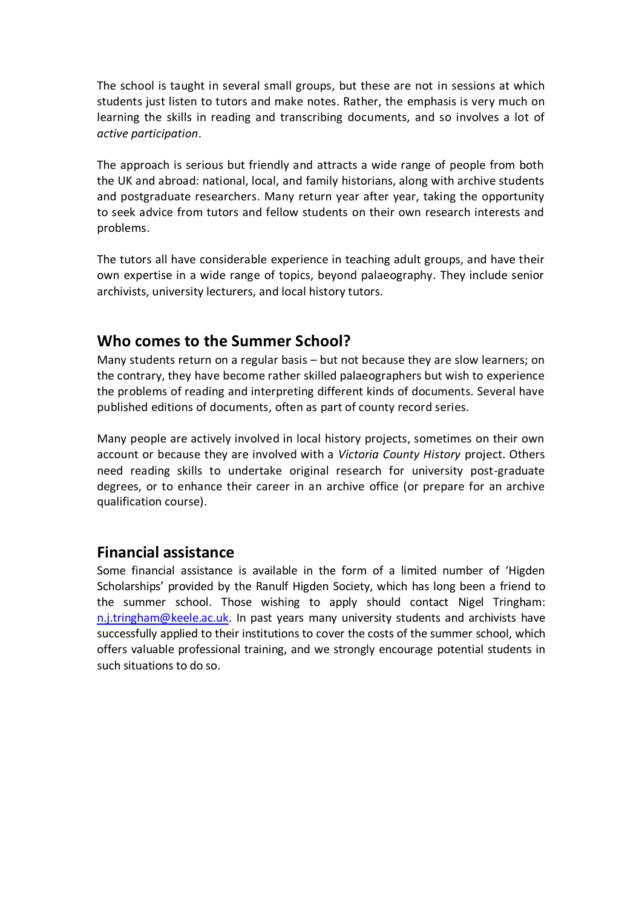The school is taught in several small groups, but these are not in sessions at which students just listen to tutors and make notes. Rather, the emphasis is very much on learning the skills in reading and transcribing documents, and so involves a lot of *active participation*.

The approach is serious but friendly and attracts a wide range of people from both the UK and abroad: national, local, and family historians, along with archive students and postgraduate researchers. Many return year after year, taking the opportunity to seek advice from tutors and fellow students on their own research interests and problems.

The tutors all have considerable experience in teaching adult groups, and have their own expertise in a wide range of topics, beyond palaeography. They include senior archivists, university lecturers, and local history tutors.

## Who comes to the Summer School?

Many students return on a regular basis – but not because they are slow learners; on the contrary, they have become rather skilled palaeographers but wish to experience the problems of reading and interpreting different kinds of documents. Several have published editions of documents, often as part of county record series.

Many people are actively involved in local history projects, sometimes on their own account or because they are involved with a *Victoria County History* project. Others need reading skills to undertake original research for university post-graduate degrees, or to enhance their career in an archive office (or prepare for an archive qualification course).

## Financial assistance

Some financial assistance is available in the form of a limited number of 'Higden Scholarships' provided by the Ranulf Higden Society, which has long been a friend to the summer school. Those wishing to apply should contact Nigel Tringham: [n.j.tringham@keele.ac.uk](mailto:n.j.tringham@keele.ac.uk). In past years many university students and archivists have successfully applied to their institutions to cover the costs of the summer school, which offers valuable professional training, and we strongly encourage potential students in such situations to do so.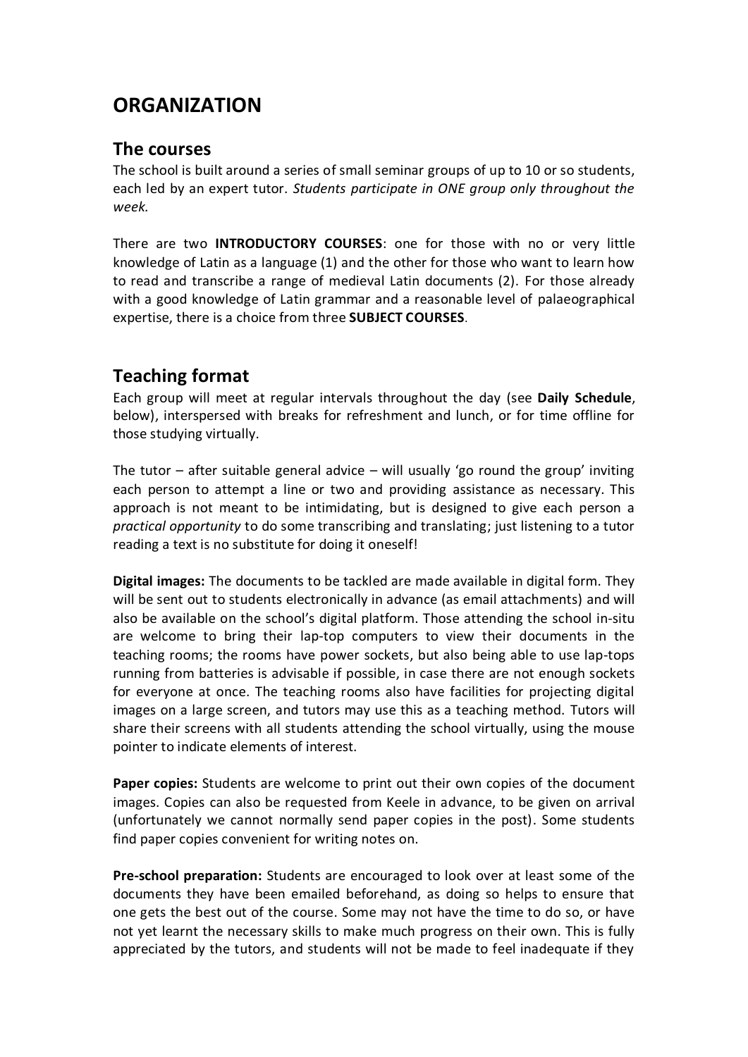# ORGANIZATION

## The courses

The school is built around a series of small seminar groups of up to 10 or so students, each led by an expert tutor. *Students participate in ONE group only throughout the week.*

There are two **INTRODUCTORY COURSES**: one for those with no or very little knowledge of Latin as a language (1) and the other for those who want to learn how to read and transcribe a range of medieval Latin documents (2). For those already with a good knowledge of Latin grammar and a reasonable level of palaeographical expertise, there is a choice from three **SUBJECT COURSES**.

## Teaching format

Each group will meet at regular intervals throughout the day (see **Daily Schedule**, below), interspersed with breaks for refreshment and lunch, or for time offline for those studying virtually.

The tutor – after suitable general advice – will usually 'go round the group' inviting each person to attempt a line or two and providing assistance as necessary. This approach is not meant to be intimidating, but is designed to give each person a *practical opportunity* to do some transcribing and translating; just listening to a tutor reading a text is no substitute for doing it oneself!

**Digital images:** The documents to be tackled are made available in digital form. They will be sent out to students electronically in advance (as email attachments) and will also be available on the school's digital platform. Those attending the school in-situ are welcome to bring their lap-top computers to view their documents in the teaching rooms; the rooms have power sockets, but also being able to use lap-tops running from batteries is advisable if possible, in case there are not enough sockets for everyone at once. The teaching rooms also have facilities for projecting digital images on a large screen, and tutors may use this as a teaching method. Tutors will share their screens with all students attending the school virtually, using the mouse pointer to indicate elements of interest.

**Paper copies:** Students are welcome to print out their own copies of the document images. Copies can also be requested from Keele in advance, to be given on arrival (unfortunately we cannot normally send paper copies in the post). Some students find paper copies convenient for writing notes on.

**Pre-school preparation:** Students are encouraged to look over at least some of the documents they have been emailed beforehand, as doing so helps to ensure that one gets the best out of the course. Some may not have the time to do so, or have not yet learnt the necessary skills to make much progress on their own. This is fully appreciated by the tutors, and students will not be made to feel inadequate if they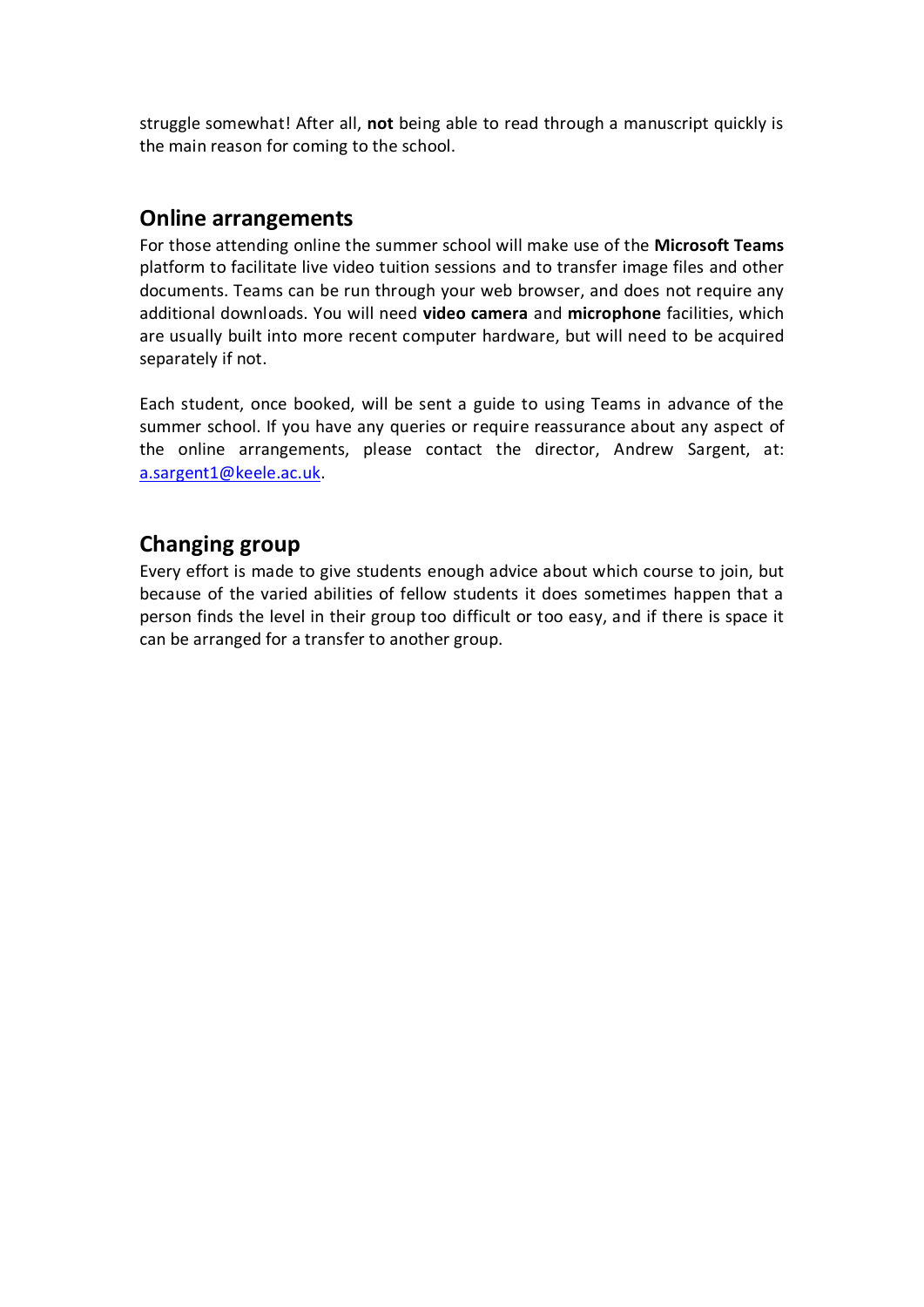struggle somewhat! After all, **not** being able to read through a manuscript quickly is the main reason for coming to the school.

## Online arrangements

For those attending online the summer school will make use of the **Microsoft Teams** platform to facilitate live video tuition sessions and to transfer image files and other documents. Teams can be run through your web browser, and does not require any additional downloads. You will need **video camera** and **microphone** facilities, which are usually built into more recent computer hardware, but will need to be acquired separately if not.

Each student, once booked, will be sent a guide to using Teams in advance of the summer school. If you have any queries or require reassurance about any aspect of the online arrangements, please contact the director, Andrew Sargent, at: [a.sargent1@keele.ac.uk](mailto:a.sargent1@keele.ac.uk).

## Changing group

Every effort is made to give students enough advice about which course to join, but because of the varied abilities of fellow students it does sometimes happen that a person finds the level in their group too difficult or too easy, and if there is space it can be arranged for a transfer to another group.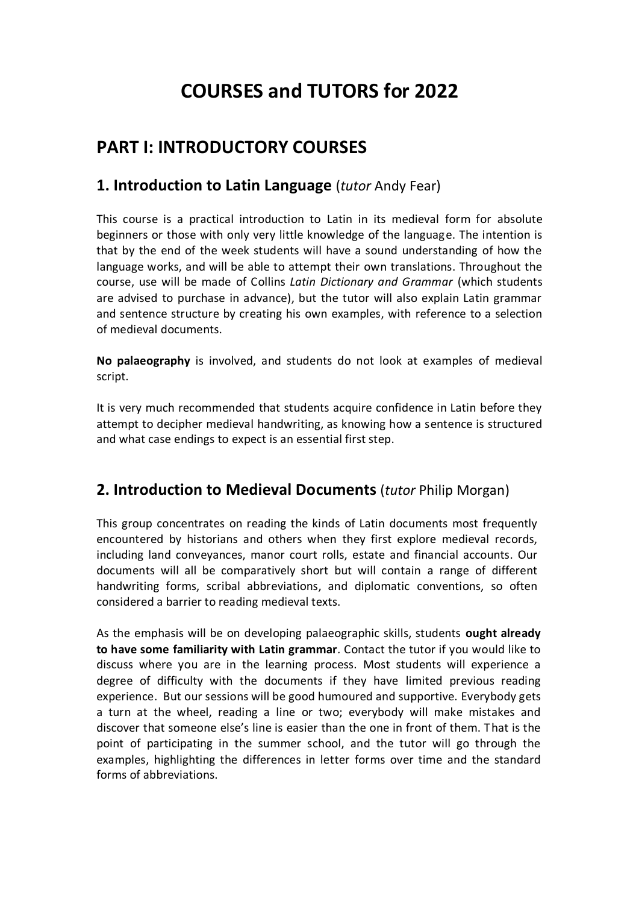# COURSES and TUTORS for 2022

## PART I: INTRODUCTORY COURSES

### 1. Introduction to Latin Language (*tutor* Andy Fear)

This course is a practical introduction to Latin in its medieval form for absolute beginners or those with only very little knowledge of the language. The intention is that by the end of the week students will have a sound understanding of how the language works, and will be able to attempt their own translations. Throughout the course, use will be made of Collins *Latin Dictionary and Grammar* (which students are advised to purchase in advance), but the tutor will also explain Latin grammar and sentence structure by creating his own examples, with reference to a selection of medieval documents.

**No palaeography** is involved, and students do not look at examples of medieval script.

It is very much recommended that students acquire confidence in Latin before they attempt to decipher medieval handwriting, as knowing how a sentence is structured and what case endings to expect is an essential first step.

### 2. Introduction to Medieval Documents (*tutor* Philip Morgan)

This group concentrates on reading the kinds of Latin documents most frequently encountered by historians and others when they first explore medieval records, including land conveyances, manor court rolls, estate and financial accounts. Our documents will all be comparatively short but will contain a range of different handwriting forms, scribal abbreviations, and diplomatic conventions, so often considered a barrier to reading medieval texts.

As the emphasis will be on developing palaeographic skills, students **ought already to have some familiarity with Latin grammar**. Contact the tutor if you would like to discuss where you are in the learning process. Most students will experience a degree of difficulty with the documents if they have limited previous reading experience. But our sessions will be good humoured and supportive. Everybody gets a turn at the wheel, reading a line or two; everybody will make mistakes and discover that someone else's line is easier than the one in front of them. That is the point of participating in the summer school, and the tutor will go through the examples, highlighting the differences in letter forms over time and the standard forms of abbreviations.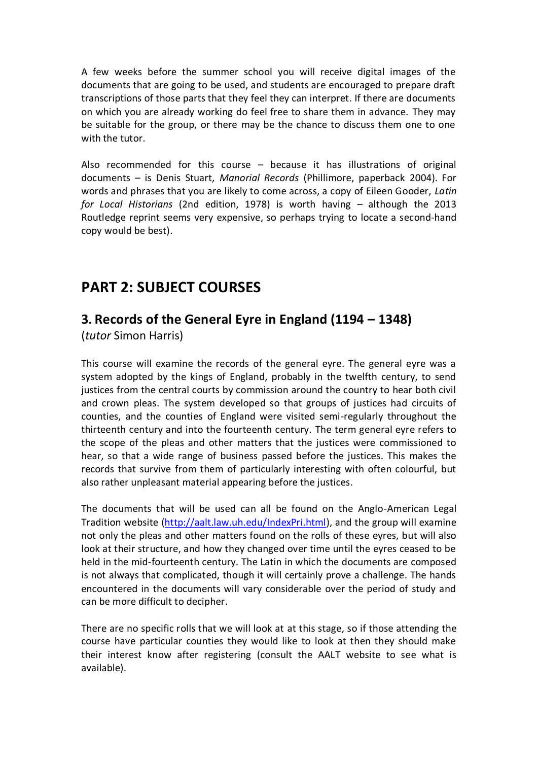A few weeks before the summer school you will receive digital images of the documents that are going to be used, and students are encouraged to prepare draft transcriptions of those parts that they feel they can interpret. If there are documents on which you are already working do feel free to share them in advance. They may be suitable for the group, or there may be the chance to discuss them one to one with the tutor.

Also recommended for this course – because it has illustrations of original documents – is Denis Stuart, *Manorial Records* (Phillimore, paperback 2004). For words and phrases that you are likely to come across, a copy of Eileen Gooder, *Latin for Local Historians* (2nd edition, 1978) is worth having – although the 2013 Routledge reprint seems very expensive, so perhaps trying to locate a second-hand copy would be best).

# PART 2: SUBJECT COURSES

## 3. Records of the General Eyre in England (1194 – 1348)

(*tutor* Simon Harris)

This course will examine the records of the general eyre. The general eyre was a system adopted by the kings of England, probably in the twelfth century, to send justices from the central courts by commission around the country to hear both civil and crown pleas. The system developed so that groups of justices had circuits of counties, and the counties of England were visited semi-regularly throughout the thirteenth century and into the fourteenth century. The term general eyre refers to the scope of the pleas and other matters that the justices were commissioned to hear, so that a wide range of business passed before the justices. This makes the records that survive from them of particularly interesting with often colourful, but also rather unpleasant material appearing before the justices.

The documents that will be used can all be found on the Anglo-American Legal Tradition website ([http://aalt.law.uh.edu/IndexPri.html](http://aalt.law.uh.edu/IndexPri.html)), and the group will examine not only the pleas and other matters found on the rolls of these eyres, but will also look at their structure, and how they changed over time until the eyres ceased to be held in the mid-fourteenth century. The Latin in which the documents are composed is not always that complicated, though it will certainly prove a challenge. The hands encountered in the documents will vary considerable over the period of study and can be more difficult to decipher.

There are no specific rolls that we will look at at this stage, so if those attending the course have particular counties they would like to look at then they should make their interest know after registering (consult the AALT website to see what is available).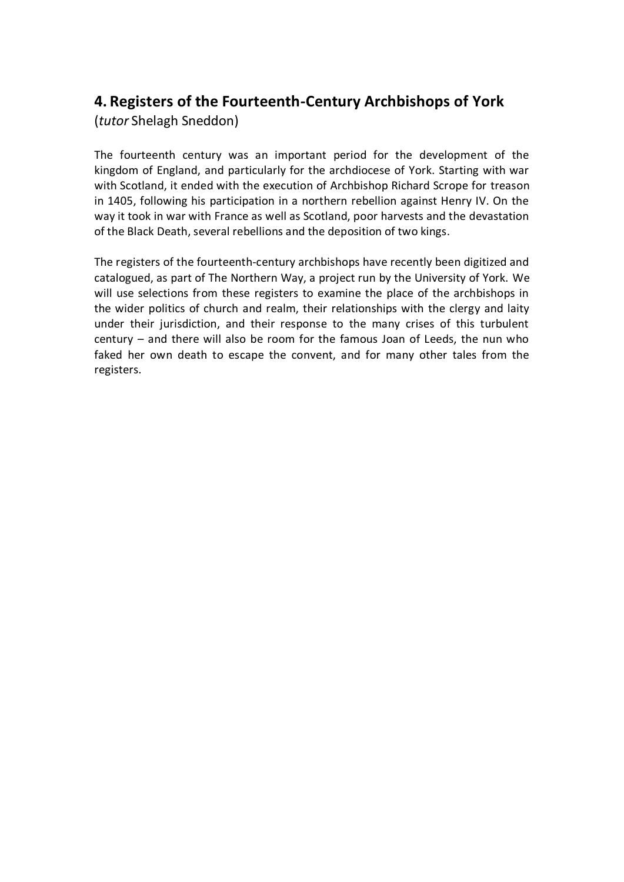## 4. Registers of the Fourteenth-Century Archbishops of York

(*tutor* Shelagh Sneddon)

The fourteenth century was an important period for the development of the kingdom of England, and particularly for the archdiocese of York. Starting with war with Scotland, it ended with the execution of Archbishop Richard Scrope for treason in 1405, following his participation in a northern rebellion against Henry IV. On the way it took in war with France as well as Scotland, poor harvests and the devastation of the Black Death, several rebellions and the deposition of two kings.

The registers of the fourteenth-century archbishops have recently been digitized and catalogued, as part of The Northern Way, a project run by the University of York. We will use selections from these registers to examine the place of the archbishops in the wider politics of church and realm, their relationships with the clergy and laity under their jurisdiction, and their response to the many crises of this turbulent century – and there will also be room for the famous Joan of Leeds, the nun who faked her own death to escape the convent, and for many other tales from the registers.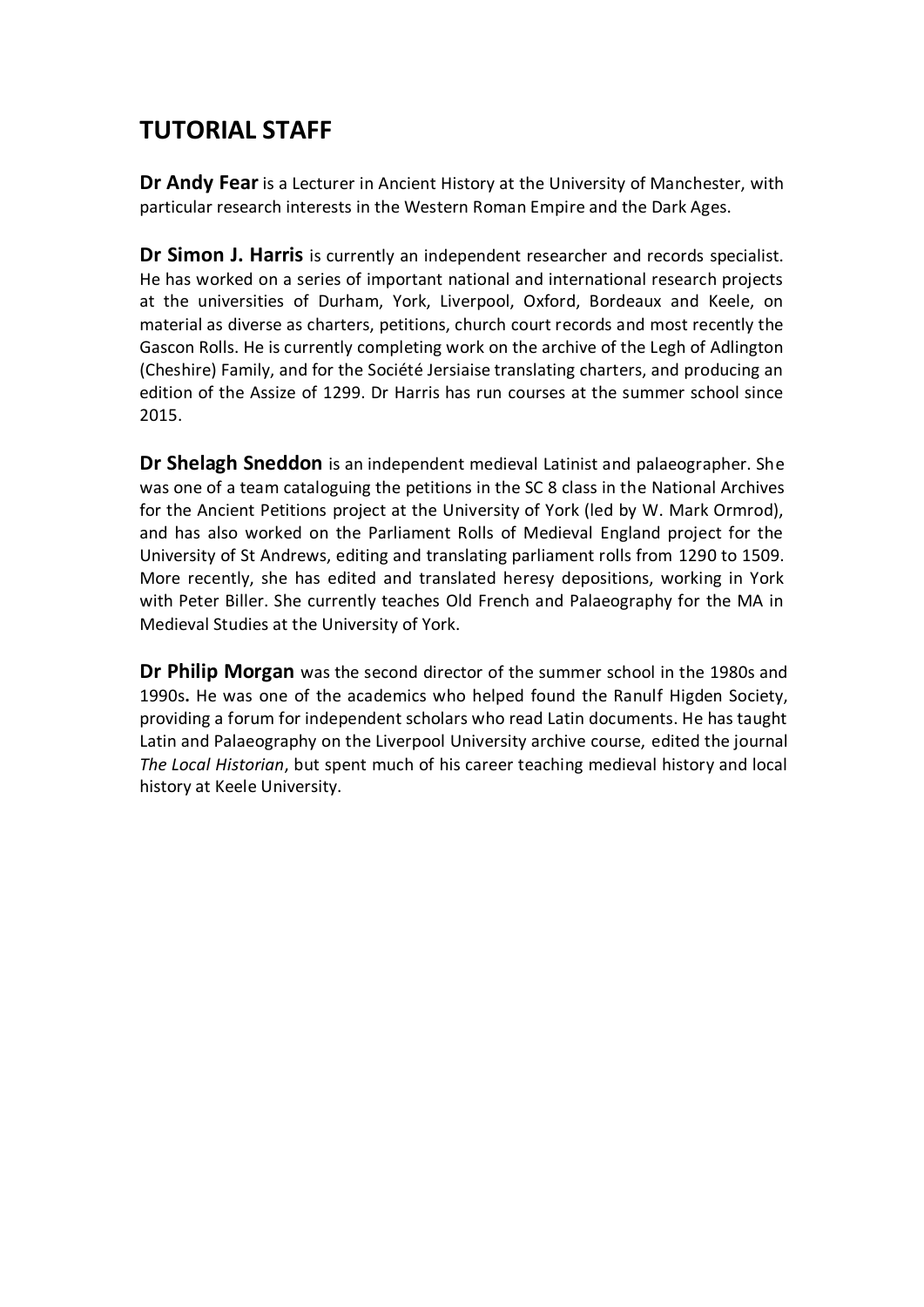## TUTORIAL STAFF

**Dr Andy Fear** is a Lecturer in Ancient History at the University of Manchester, with particular research interests in the Western Roman Empire and the Dark Ages.

**Dr Simon J. Harris** is currently an independent researcher and records specialist. He has worked on a series of important national and international research projects at the universities of Durham, York, Liverpool, Oxford, Bordeaux and Keele, on material as diverse as charters, petitions, church court records and most recently the Gascon Rolls. He is currently completing work on the archive of the Legh of Adlington (Cheshire) Family, and for the Société Jersiaise translating charters, and producing an edition of the Assize of 1299. Dr Harris has run courses at the summer school since 2015.

**Dr Shelagh Sneddon** is an independent medieval Latinist and palaeographer. She was one of a team cataloguing the petitions in the SC 8 class in the National Archives for the Ancient Petitions project at the University of York (led by W. Mark Ormrod), and has also worked on the Parliament Rolls of Medieval England project for the University of St Andrews, editing and translating parliament rolls from 1290 to 1509. More recently, she has edited and translated heresy depositions, working in York with Peter Biller. She currently teaches Old French and Palaeography for the MA in Medieval Studies at the University of York.

**Dr Philip Morgan** was the second director of the summer school in the 1980s and 1990s**.** He was one of the academics who helped found the Ranulf Higden Society, providing a forum for independent scholars who read Latin documents. He has taught Latin and Palaeography on the Liverpool University archive course, edited the journal *The Local Historian*, but spent much of his career teaching medieval history and local history at Keele University.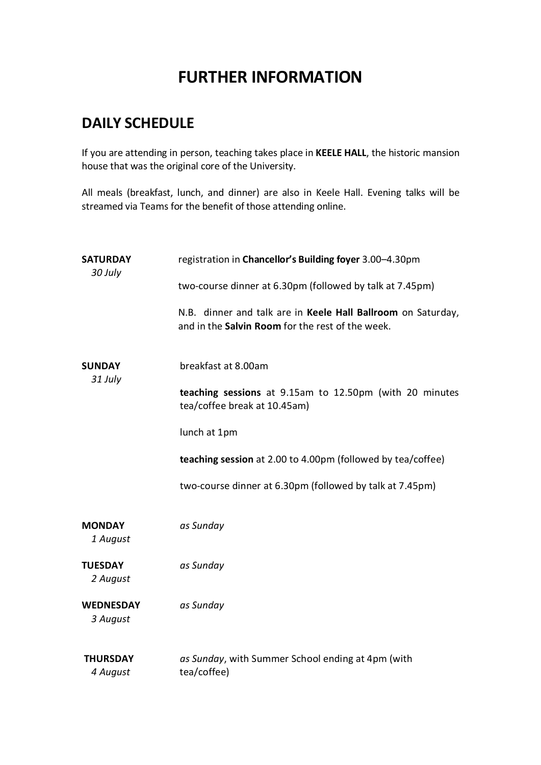# FURTHER INFORMATION

## DAILY SCHEDULE

If you are attending in person, teaching takes place in **KEELE HALL**, the historic mansion house that was the original core of the University.

All meals (breakfast, lunch, and dinner) are also in Keele Hall. Evening talks will be streamed via Teams for the benefit of those attending online.

**SATURDAY**
*30 July*

registration in **Chancellor's Building foyer** 3.00–4.30pm

two-course dinner at 6.30pm (followed by talk at 7.45pm)

N.B. dinner and talk are in **Keele Hall Ballroom** on Saturday, and in the **Salvin Room** for the rest of the week.

**SUNDAY**
*31 July*

breakfast at 8.00am

**teaching sessions** at 9.15am to 12.50pm (with 20 minutes tea/coffee break at 10.45am)

lunch at 1pm

**teaching session** at 2.00 to 4.00pm (followed by tea/coffee)

two-course dinner at 6.30pm (followed by talk at 7.45pm)

**MONDAY**
*1 August*

*as Sunday*

**TUESDAY**
*2 August*

*as Sunday*

**WEDNESDAY**
*3 August*

*as Sunday*

**THURSDAY**
*4 August*

*as Sunday*, with Summer School ending at 4pm (with tea/coffee)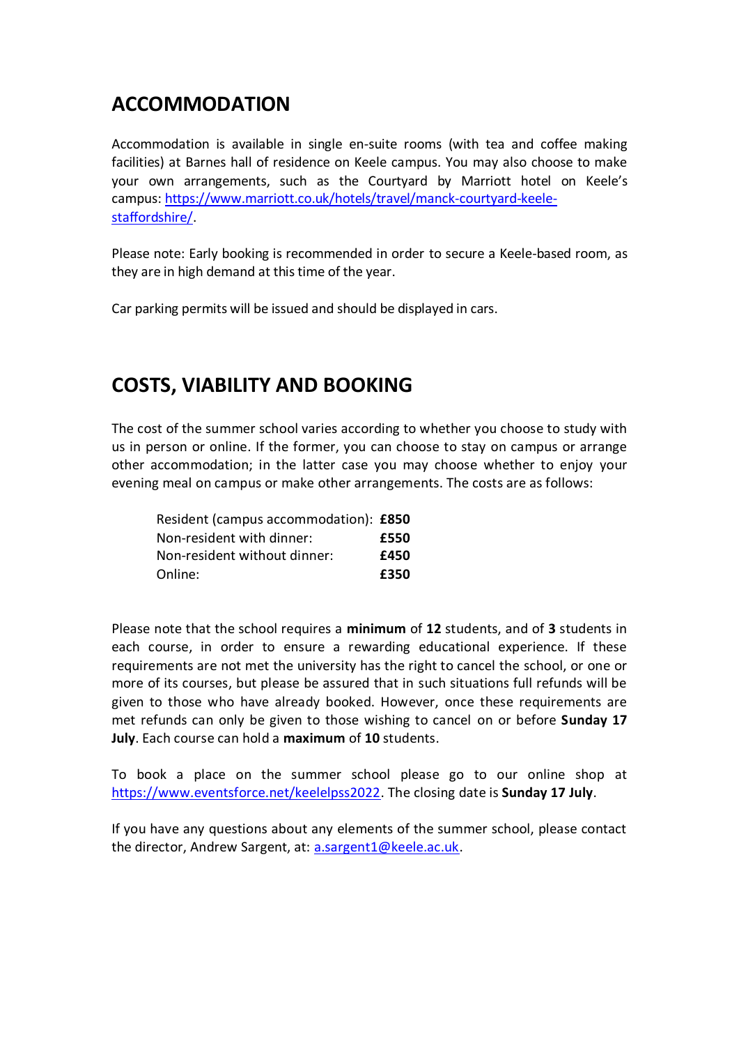## ACCOMMODATION

Accommodation is available in single en-suite rooms (with tea and coffee making facilities) at Barnes hall of residence on Keele campus. You may also choose to make your own arrangements, such as the Courtyard by Marriott hotel on Keele's campus: [https://www.marriott.co.uk/hotels/travel/manck-courtyard-keele-staffordshire/](https://www.marriott.co.uk/hotels/travel/manck-courtyard-keele-staffordshire/).

Please note: Early booking is recommended in order to secure a Keele-based room, as they are in high demand at this time of the year.

Car parking permits will be issued and should be displayed in cars.

## COSTS, VIABILITY AND BOOKING

The cost of the summer school varies according to whether you choose to study with us in person or online. If the former, you can choose to stay on campus or arrange other accommodation; in the latter case you may choose whether to enjoy your evening meal on campus or make other arrangements. The costs are as follows:

| | |
|---|---|
| Resident (campus accommodation): | **£850** |
| Non-resident with dinner: | **£550** |
| Non-resident without dinner: | **£450** |
| Online: | **£350** |

Please note that the school requires a **minimum** of **12** students, and of **3** students in each course, in order to ensure a rewarding educational experience. If these requirements are not met the university has the right to cancel the school, or one or more of its courses, but please be assured that in such situations full refunds will be given to those who have already booked. However, once these requirements are met refunds can only be given to those wishing to cancel on or before **Sunday 17 July**. Each course can hold a **maximum** of **10** students.

To book a place on the summer school please go to our online shop at [https://www.eventsforce.net/keelelpss2022](https://www.eventsforce.net/keelelpss2022). The closing date is **Sunday 17 July**.

If you have any questions about any elements of the summer school, please contact the director, Andrew Sargent, at: [a.sargent1@keele.ac.uk](mailto:a.sargent1@keele.ac.uk).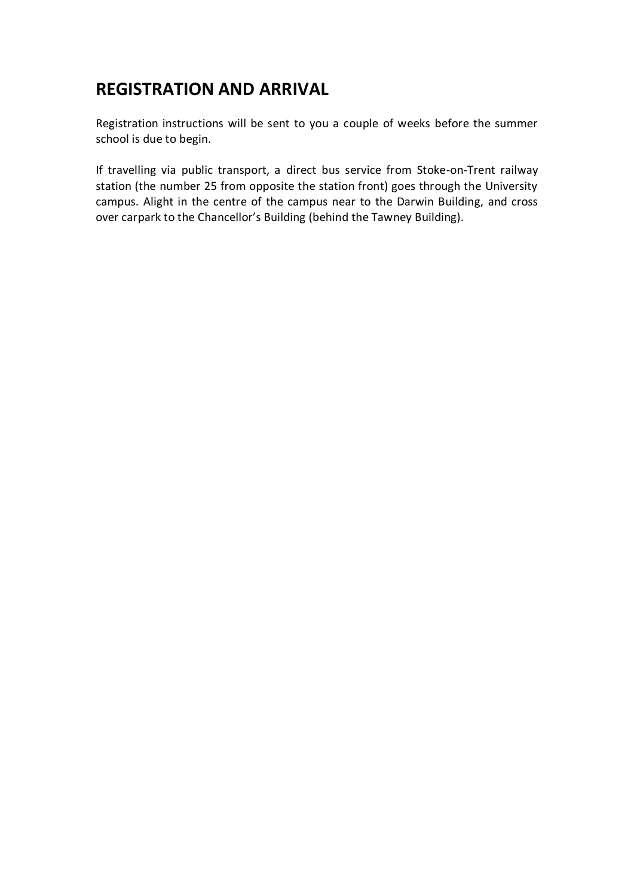## REGISTRATION AND ARRIVAL

Registration instructions will be sent to you a couple of weeks before the summer school is due to begin.

If travelling via public transport, a direct bus service from Stoke-on-Trent railway station (the number 25 from opposite the station front) goes through the University campus. Alight in the centre of the campus near to the Darwin Building, and cross over carpark to the Chancellor's Building (behind the Tawney Building).